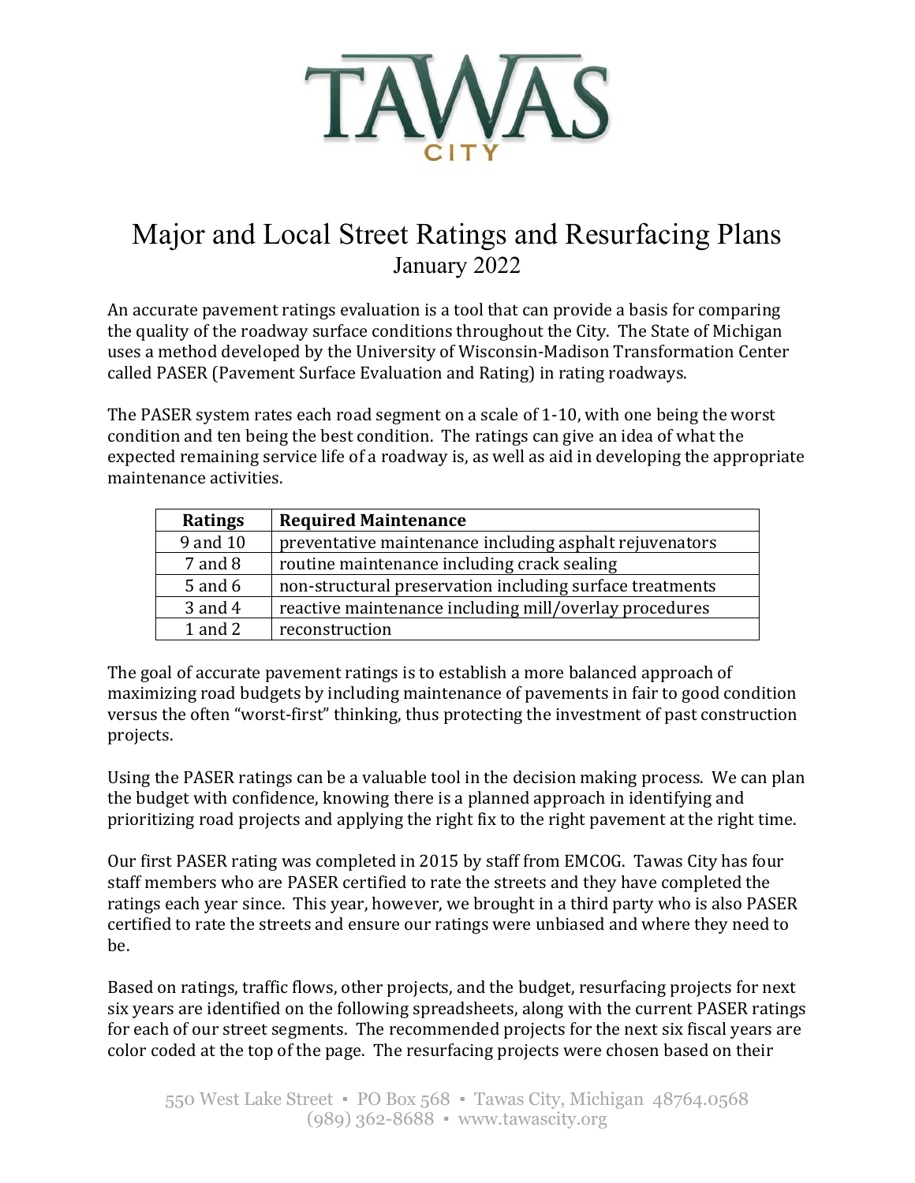# TAWAS CITY

# Major and Local Street Ratings and Resurfacing Plans

## January 2022

An accurate pavement ratings evaluation is a tool that can provide a basis for comparing the quality of the roadway surface conditions throughout the City. The State of Michigan uses a method developed by the University of Wisconsin-Madison Transformation Center called PASER (Pavement Surface Evaluation and Rating) in rating roadways.

The PASER system rates each road segment on a scale of 1-10, with one being the worst condition and ten being the best condition. The ratings can give an idea of what the expected remaining service life of a roadway is, as well as aid in developing the appropriate maintenance activities.

| Ratings | Required Maintenance |
|---|---|
| 9 and 10 | preventative maintenance including asphalt rejuvenators |
| 7 and 8 | routine maintenance including crack sealing |
| 5 and 6 | non-structural preservation including surface treatments |
| 3 and 4 | reactive maintenance including mill/overlay procedures |
| 1 and 2 | reconstruction |

The goal of accurate pavement ratings is to establish a more balanced approach of maximizing road budgets by including maintenance of pavements in fair to good condition versus the often "worst-first" thinking, thus protecting the investment of past construction projects.

Using the PASER ratings can be a valuable tool in the decision making process. We can plan the budget with confidence, knowing there is a planned approach in identifying and prioritizing road projects and applying the right fix to the right pavement at the right time.

Our first PASER rating was completed in 2015 by staff from EMCOG. Tawas City has four staff members who are PASER certified to rate the streets and they have completed the ratings each year since. This year, however, we brought in a third party who is also PASER certified to rate the streets and ensure our ratings were unbiased and where they need to be.

Based on ratings, traffic flows, other projects, and the budget, resurfacing projects for next six years are identified on the following spreadsheets, along with the current PASER ratings for each of our street segments. The recommended projects for the next six fiscal years are color coded at the top of the page. The resurfacing projects were chosen based on their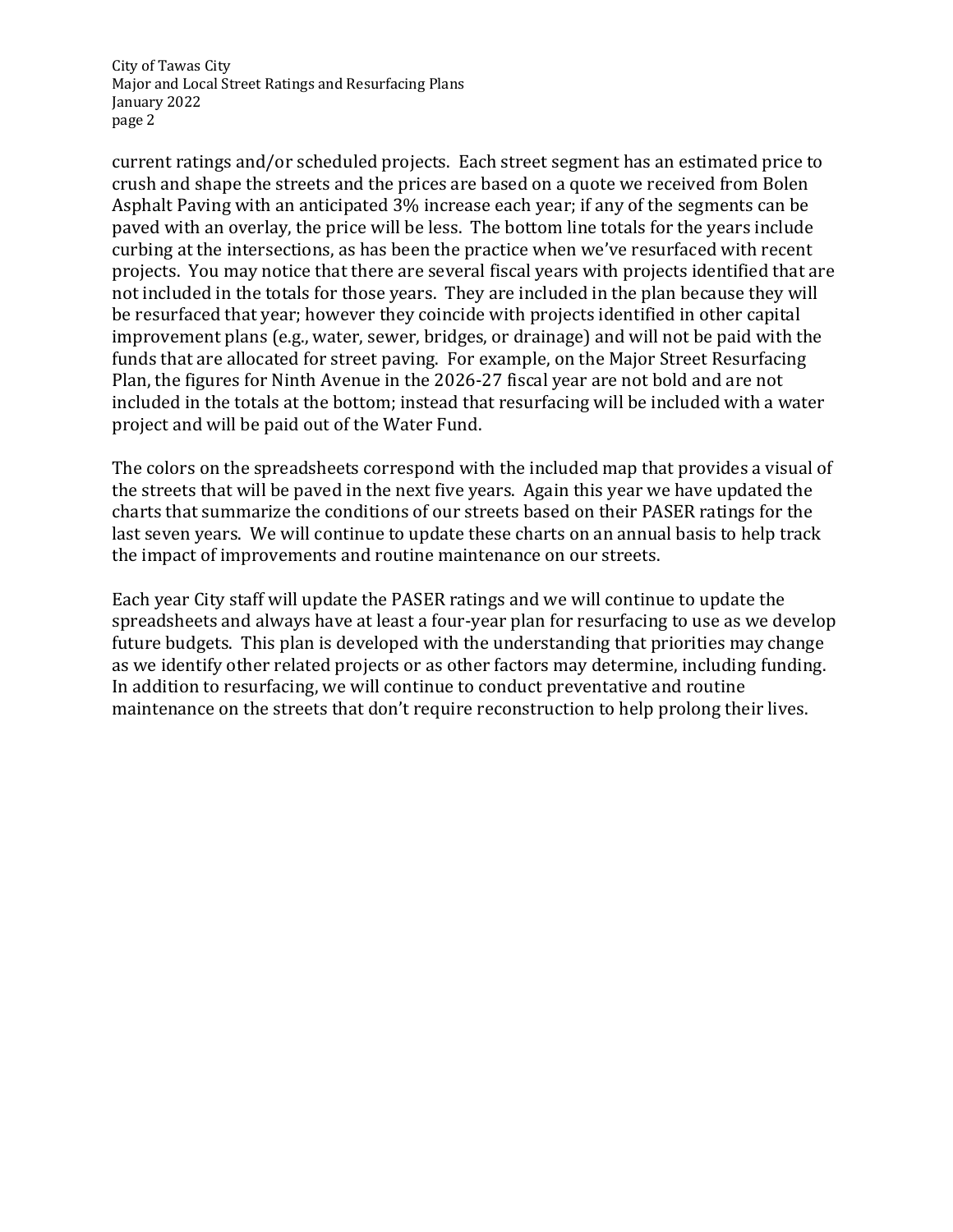current ratings and/or scheduled projects. Each street segment has an estimated price to crush and shape the streets and the prices are based on a quote we received from Bolen Asphalt Paving with an anticipated 3% increase each year; if any of the segments can be paved with an overlay, the price will be less. The bottom line totals for the years include curbing at the intersections, as has been the practice when we've resurfaced with recent projects. You may notice that there are several fiscal years with projects identified that are not included in the totals for those years. They are included in the plan because they will be resurfaced that year; however they coincide with projects identified in other capital improvement plans (e.g., water, sewer, bridges, or drainage) and will not be paid with the funds that are allocated for street paving. For example, on the Major Street Resurfacing Plan, the figures for Ninth Avenue in the 2026-27 fiscal year are not bold and are not included in the totals at the bottom; instead that resurfacing will be included with a water project and will be paid out of the Water Fund.

The colors on the spreadsheets correspond with the included map that provides a visual of the streets that will be paved in the next five years. Again this year we have updated the charts that summarize the conditions of our streets based on their PASER ratings for the last seven years. We will continue to update these charts on an annual basis to help track the impact of improvements and routine maintenance on our streets.

Each year City staff will update the PASER ratings and we will continue to update the spreadsheets and always have at least a four-year plan for resurfacing to use as we develop future budgets. This plan is developed with the understanding that priorities may change as we identify other related projects or as other factors may determine, including funding. In addition to resurfacing, we will continue to conduct preventative and routine maintenance on the streets that don't require reconstruction to help prolong their lives.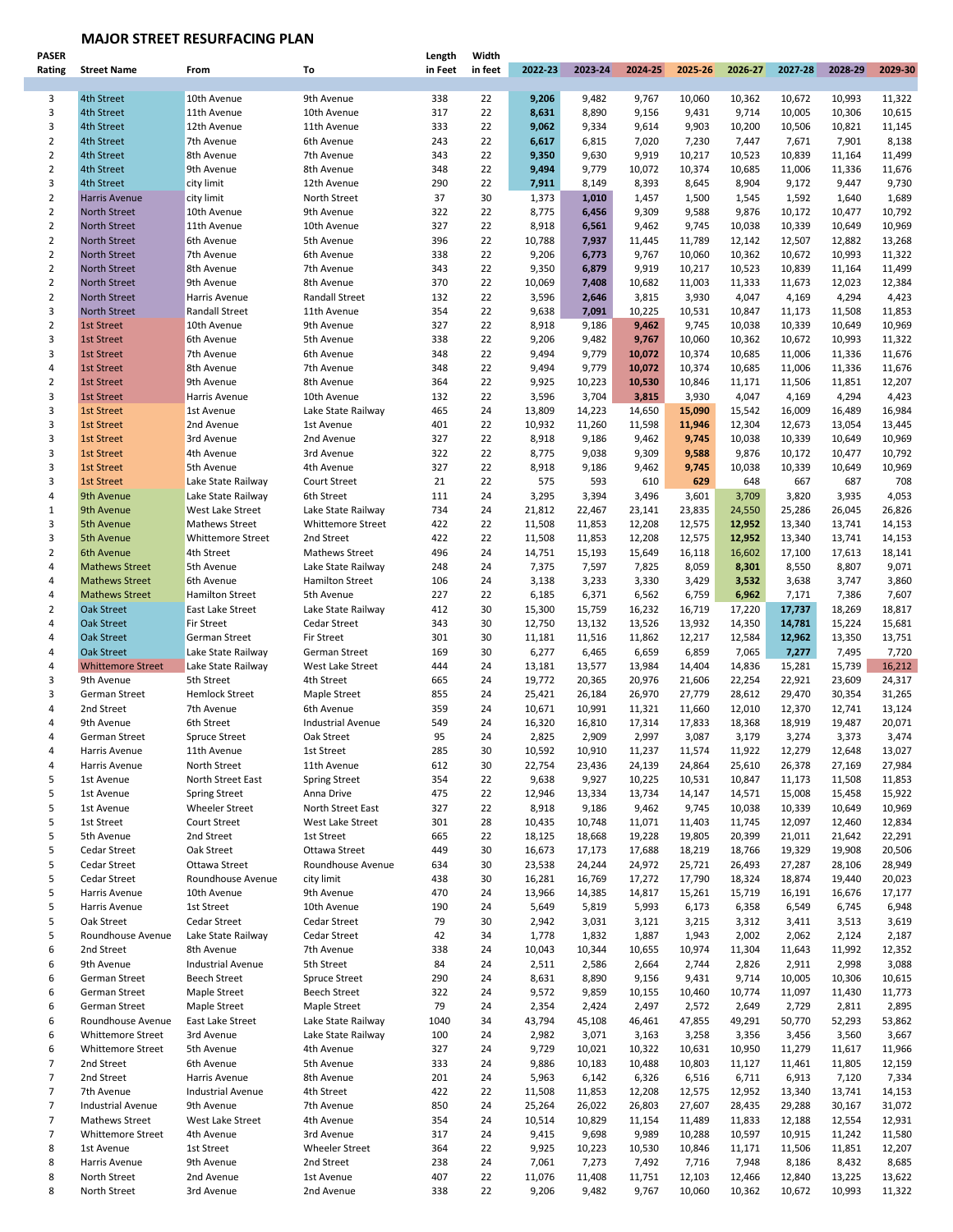## MAJOR STREET RESURFACING PLAN

| PASER Rating | Street Name | From | To | Length in Feet | Width in feet | 2022-23 | 2023-24 | 2024-25 | 2025-26 | 2026-27 | 2027-28 | 2028-29 | 2029-30 |
|---|---|---|---|---|---|---|---|---|---|---|---|---|---|
| 3 | 4th Street | 10th Avenue | 9th Avenue | 338 | 22 | **9,206** | 9,482 | 9,767 | 10,060 | 10,362 | 10,672 | 10,993 | 11,322 |
| 3 | 4th Street | 11th Avenue | 10th Avenue | 317 | 22 | **8,631** | 8,890 | 9,156 | 9,431 | 9,714 | 10,005 | 10,306 | 10,615 |
| 3 | 4th Street | 12th Avenue | 11th Avenue | 333 | 22 | **9,062** | 9,334 | 9,614 | 9,903 | 10,200 | 10,506 | 10,821 | 11,145 |
| 2 | 4th Street | 7th Avenue | 6th Avenue | 243 | 22 | **6,617** | 6,815 | 7,020 | 7,230 | 7,447 | 7,671 | 7,901 | 8,138 |
| 2 | 4th Street | 8th Avenue | 7th Avenue | 343 | 22 | **9,350** | 9,630 | 9,919 | 10,217 | 10,523 | 10,839 | 11,164 | 11,499 |
| 2 | 4th Street | 9th Avenue | 8th Avenue | 348 | 22 | **9,494** | 9,779 | 10,072 | 10,374 | 10,685 | 11,006 | 11,336 | 11,676 |
| 3 | 4th Street | city limit | 12th Avenue | 290 | 22 | **7,911** | 8,149 | 8,393 | 8,645 | 8,904 | 9,172 | 9,447 | 9,730 |
| 2 | Harris Avenue | city limit | North Street | 37 | 30 | 1,373 | **1,010** | 1,457 | 1,500 | 1,545 | 1,592 | 1,640 | 1,689 |
| 2 | North Street | 10th Avenue | 9th Avenue | 322 | 22 | 8,775 | **6,456** | 9,309 | 9,588 | 9,876 | 10,172 | 10,477 | 10,792 |
| 2 | North Street | 11th Avenue | 10th Avenue | 327 | 22 | 8,918 | **6,561** | 9,462 | 9,745 | 10,038 | 10,339 | 10,649 | 10,969 |
| 2 | North Street | 6th Avenue | 5th Avenue | 396 | 22 | 10,788 | **7,937** | 11,445 | 11,789 | 12,142 | 12,507 | 12,882 | 13,268 |
| 2 | North Street | 7th Avenue | 6th Avenue | 338 | 22 | 9,206 | **6,773** | 9,767 | 10,060 | 10,362 | 10,672 | 10,993 | 11,322 |
| 2 | North Street | 8th Avenue | 7th Avenue | 343 | 22 | 9,350 | **6,879** | 9,919 | 10,217 | 10,523 | 10,839 | 11,164 | 11,499 |
| 2 | North Street | 9th Avenue | 8th Avenue | 370 | 22 | 10,069 | **7,408** | 10,682 | 11,003 | 11,333 | 11,673 | 12,023 | 12,384 |
| 2 | North Street | Harris Avenue | Randall Street | 132 | 22 | 3,596 | **2,646** | 3,815 | 3,930 | 4,047 | 4,169 | 4,294 | 4,423 |
| 3 | North Street | Randall Street | 11th Avenue | 354 | 22 | 9,638 | **7,091** | 10,225 | 10,531 | 10,847 | 11,173 | 11,508 | 11,853 |
| 2 | 1st Street | 10th Avenue | 9th Avenue | 327 | 22 | 8,918 | 9,186 | **9,462** | 9,745 | 10,038 | 10,339 | 10,649 | 10,969 |
| 3 | 1st Street | 6th Avenue | 5th Avenue | 338 | 22 | 9,206 | 9,482 | **9,767** | 10,060 | 10,362 | 10,672 | 10,993 | 11,322 |
| 3 | 1st Street | 7th Avenue | 6th Avenue | 348 | 22 | 9,494 | 9,779 | **10,072** | 10,374 | 10,685 | 11,006 | 11,336 | 11,676 |
| 4 | 1st Street | 8th Avenue | 7th Avenue | 348 | 22 | 9,494 | 9,779 | **10,072** | 10,374 | 10,685 | 11,006 | 11,336 | 11,676 |
| 2 | 1st Street | 9th Avenue | 8th Avenue | 364 | 22 | 9,925 | 10,223 | **10,530** | 10,846 | 11,171 | 11,506 | 11,851 | 12,207 |
| 3 | 1st Street | Harris Avenue | 10th Avenue | 132 | 22 | 3,596 | 3,704 | **3,815** | 3,930 | 4,047 | 4,169 | 4,294 | 4,423 |
| 3 | 1st Street | 1st Avenue | Lake State Railway | 465 | 24 | 13,809 | 14,223 | 14,650 | **15,090** | 15,542 | 16,009 | 16,489 | 16,984 |
| 3 | 1st Street | 2nd Avenue | 1st Avenue | 401 | 22 | 10,932 | 11,260 | 11,598 | **11,946** | 12,304 | 12,673 | 13,054 | 13,445 |
| 3 | 1st Street | 3rd Avenue | 2nd Avenue | 327 | 22 | 8,918 | 9,186 | 9,462 | **9,745** | 10,038 | 10,339 | 10,649 | 10,969 |
| 3 | 1st Street | 4th Avenue | 3rd Avenue | 322 | 22 | 8,775 | 9,038 | 9,309 | **9,588** | 9,876 | 10,172 | 10,477 | 10,792 |
| 3 | 1st Street | 5th Avenue | 4th Avenue | 327 | 22 | 8,918 | 9,186 | 9,462 | **9,745** | 10,038 | 10,339 | 10,649 | 10,969 |
| 3 | 1st Street | Lake State Railway | Court Street | 21 | 22 | 575 | 593 | 610 | **629** | 648 | 667 | 687 | 708 |
| 4 | 9th Avenue | Lake State Railway | 6th Street | 111 | 24 | 3,295 | 3,394 | 3,496 | 3,601 | **3,709** | 3,820 | 3,935 | 4,053 |
| 1 | 9th Avenue | West Lake Street | Lake State Railway | 734 | 24 | 21,812 | 22,467 | 23,141 | 23,835 | **24,550** | 25,286 | 26,045 | 26,826 |
| 3 | 5th Avenue | Mathews Street | Whittemore Street | 422 | 22 | 11,508 | 11,853 | 12,208 | 12,575 | **12,952** | 13,340 | 13,741 | 14,153 |
| 3 | 5th Avenue | Whittemore Street | 2nd Street | 422 | 22 | 11,508 | 11,853 | 12,208 | 12,575 | **12,952** | 13,340 | 13,741 | 14,153 |
| 2 | 6th Avenue | 4th Street | Mathews Street | 496 | 24 | 14,751 | 15,193 | 15,649 | 16,118 | **16,602** | 17,100 | 17,613 | 18,141 |
| 4 | Mathews Street | 5th Avenue | Lake State Railway | 248 | 24 | 7,375 | 7,597 | 7,825 | 8,059 | **8,301** | 8,550 | 8,807 | 9,071 |
| 4 | Mathews Street | 6th Avenue | Hamilton Street | 106 | 24 | 3,138 | 3,233 | 3,330 | 3,429 | **3,532** | 3,638 | 3,747 | 3,860 |
| 4 | Mathews Street | Hamilton Street | 5th Avenue | 227 | 22 | 6,185 | 6,371 | 6,562 | 6,759 | **6,962** | 7,171 | 7,386 | 7,607 |
| 2 | Oak Street | East Lake Street | Lake State Railway | 412 | 30 | 15,300 | 15,759 | 16,232 | 16,719 | 17,220 | **17,737** | 18,269 | 18,817 |
| 4 | Oak Street | Fir Street | Cedar Street | 343 | 30 | 12,750 | 13,132 | 13,526 | 13,932 | 14,350 | **14,781** | 15,224 | 15,681 |
| 4 | Oak Street | German Street | Fir Street | 301 | 30 | 11,181 | 11,516 | 11,862 | 12,217 | 12,584 | **12,962** | 13,350 | 13,751 |
| 4 | Oak Street | Lake State Railway | German Street | 169 | 30 | 6,277 | 6,465 | 6,659 | 6,859 | 7,065 | **7,277** | 7,495 | 7,720 |
| 4 | Whittemore Street | Lake State Railway | West Lake Street | 444 | 24 | 13,181 | 13,577 | 13,984 | 14,404 | 14,836 | 15,281 | 15,739 | 16,212 |
| 3 | 9th Avenue | 5th Street | 4th Street | 665 | 24 | 19,772 | 20,365 | 20,976 | 21,606 | 22,254 | 22,921 | 23,609 | 24,317 |
| 3 | German Street | Hemlock Street | Maple Street | 855 | 24 | 25,421 | 26,184 | 26,970 | 27,779 | 28,612 | 29,470 | 30,354 | 31,265 |
| 4 | 2nd Street | 7th Avenue | 6th Avenue | 359 | 24 | 10,671 | 10,991 | 11,321 | 11,660 | 12,010 | 12,370 | 12,741 | 13,124 |
| 4 | 9th Avenue | 6th Street | Industrial Avenue | 549 | 24 | 16,320 | 16,810 | 17,314 | 17,833 | 18,368 | 18,919 | 19,487 | 20,071 |
| 4 | German Street | Spruce Street | Oak Street | 95 | 24 | 2,825 | 2,909 | 2,997 | 3,087 | 3,179 | 3,274 | 3,373 | 3,474 |
| 4 | Harris Avenue | 11th Avenue | 1st Street | 285 | 30 | 10,592 | 10,910 | 11,237 | 11,574 | 11,922 | 12,279 | 12,648 | 13,027 |
| 4 | Harris Avenue | North Street | 11th Avenue | 612 | 30 | 22,754 | 23,436 | 24,139 | 24,864 | 25,610 | 26,378 | 27,169 | 27,984 |
| 5 | 1st Avenue | North Street East | Spring Street | 354 | 22 | 9,638 | 9,927 | 10,225 | 10,531 | 10,847 | 11,173 | 11,508 | 11,853 |
| 5 | 1st Avenue | Spring Street | Anna Drive | 475 | 22 | 12,946 | 13,334 | 13,734 | 14,147 | 14,571 | 15,008 | 15,458 | 15,922 |
| 5 | 1st Avenue | Wheeler Street | North Street East | 327 | 22 | 8,918 | 9,186 | 9,462 | 9,745 | 10,038 | 10,339 | 10,649 | 10,969 |
| 5 | 1st Street | Court Street | West Lake Street | 301 | 28 | 10,435 | 10,748 | 11,071 | 11,403 | 11,745 | 12,097 | 12,460 | 12,834 |
| 5 | 5th Avenue | 2nd Street | 1st Street | 665 | 22 | 18,125 | 18,668 | 19,228 | 19,805 | 20,399 | 21,011 | 21,642 | 22,291 |
| 5 | Cedar Street | Oak Street | Ottawa Street | 449 | 30 | 16,673 | 17,173 | 17,688 | 18,219 | 18,766 | 19,329 | 19,908 | 20,506 |
| 5 | Cedar Street | Ottawa Street | Roundhouse Avenue | 634 | 30 | 23,538 | 24,244 | 24,972 | 25,721 | 26,493 | 27,287 | 28,106 | 28,949 |
| 5 | Cedar Street | Roundhouse Avenue | city limit | 438 | 30 | 16,281 | 16,769 | 17,272 | 17,790 | 18,324 | 18,874 | 19,440 | 20,023 |
| 5 | Harris Avenue | 10th Avenue | 9th Avenue | 470 | 24 | 13,966 | 14,385 | 14,817 | 15,261 | 15,719 | 16,191 | 16,676 | 17,177 |
| 5 | Harris Avenue | 1st Street | 10th Avenue | 190 | 24 | 5,649 | 5,819 | 5,993 | 6,173 | 6,358 | 6,549 | 6,745 | 6,948 |
| 5 | Oak Street | Cedar Street | Cedar Street | 79 | 30 | 2,942 | 3,031 | 3,121 | 3,215 | 3,312 | 3,411 | 3,513 | 3,619 |
| 5 | Roundhouse Avenue | Lake State Railway | Cedar Street | 42 | 34 | 1,778 | 1,832 | 1,887 | 1,943 | 2,002 | 2,062 | 2,124 | 2,187 |
| 6 | 2nd Street | 8th Avenue | 7th Avenue | 338 | 24 | 10,043 | 10,344 | 10,655 | 10,974 | 11,304 | 11,643 | 11,992 | 12,352 |
| 6 | 9th Avenue | Industrial Avenue | 5th Street | 84 | 24 | 2,511 | 2,586 | 2,664 | 2,744 | 2,826 | 2,911 | 2,998 | 3,088 |
| 6 | German Street | Beech Street | Spruce Street | 290 | 24 | 8,631 | 8,890 | 9,156 | 9,431 | 9,714 | 10,005 | 10,306 | 10,615 |
| 6 | German Street | Maple Street | Beech Street | 322 | 24 | 9,572 | 9,859 | 10,155 | 10,460 | 10,774 | 11,097 | 11,430 | 11,773 |
| 6 | German Street | Maple Street | Maple Street | 79 | 24 | 2,354 | 2,424 | 2,497 | 2,572 | 2,649 | 2,729 | 2,811 | 2,895 |
| 6 | Roundhouse Avenue | East Lake Street | Lake State Railway | 1040 | 34 | 43,794 | 45,108 | 46,461 | 47,855 | 49,291 | 50,770 | 52,293 | 53,862 |
| 6 | Whittemore Street | 3rd Avenue | Lake State Railway | 100 | 24 | 2,982 | 3,071 | 3,163 | 3,258 | 3,356 | 3,456 | 3,560 | 3,667 |
| 6 | Whittemore Street | 5th Avenue | 4th Avenue | 327 | 24 | 9,729 | 10,021 | 10,322 | 10,631 | 10,950 | 11,279 | 11,617 | 11,966 |
| 7 | 2nd Street | 6th Avenue | 5th Avenue | 333 | 24 | 9,886 | 10,183 | 10,488 | 10,803 | 11,127 | 11,461 | 11,805 | 12,159 |
| 7 | 2nd Street | Harris Avenue | 8th Avenue | 201 | 24 | 5,963 | 6,142 | 6,326 | 6,516 | 6,711 | 6,913 | 7,120 | 7,334 |
| 7 | 7th Avenue | Industrial Avenue | 4th Street | 422 | 22 | 11,508 | 11,853 | 12,208 | 12,575 | 12,952 | 13,340 | 13,741 | 14,153 |
| 7 | Industrial Avenue | 9th Avenue | 7th Avenue | 850 | 24 | 25,264 | 26,022 | 26,803 | 27,607 | 28,435 | 29,288 | 30,167 | 31,072 |
| 7 | Mathews Street | West Lake Street | 4th Avenue | 354 | 24 | 10,514 | 10,829 | 11,154 | 11,489 | 11,833 | 12,188 | 12,554 | 12,931 |
| 7 | Whittemore Street | 4th Avenue | 3rd Avenue | 317 | 24 | 9,415 | 9,698 | 9,989 | 10,288 | 10,597 | 10,915 | 11,242 | 11,580 |
| 8 | 1st Avenue | 1st Street | Wheeler Street | 364 | 22 | 9,925 | 10,223 | 10,530 | 10,846 | 11,171 | 11,506 | 11,851 | 12,207 |
| 8 | Harris Avenue | 9th Avenue | 2nd Street | 238 | 24 | 7,061 | 7,273 | 7,492 | 7,716 | 7,948 | 8,186 | 8,432 | 8,685 |
| 8 | North Street | 2nd Avenue | 1st Avenue | 407 | 22 | 11,076 | 11,408 | 11,751 | 12,103 | 12,466 | 12,840 | 13,225 | 13,622 |
| 8 | North Street | 3rd Avenue | 2nd Avenue | 338 | 22 | 9,206 | 9,482 | 9,767 | 10,060 | 10,362 | 10,672 | 10,993 | 11,322 |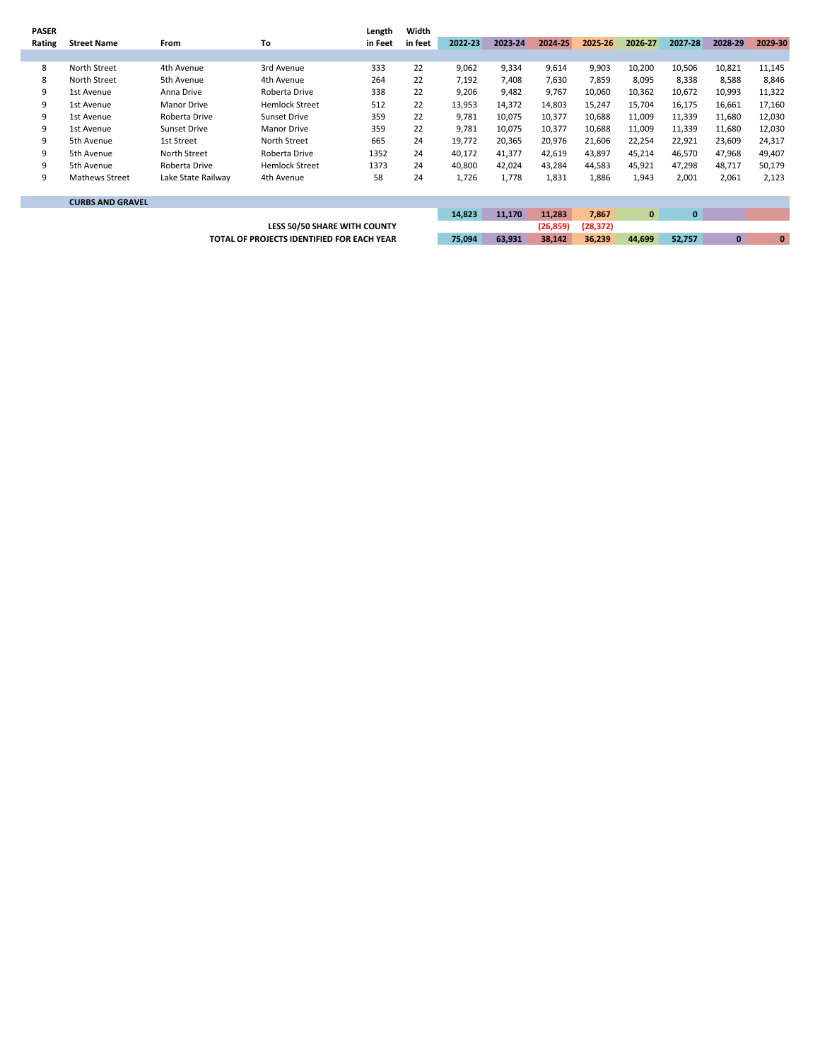| PASER Rating | Street Name | From | To | Length in Feet | Width in feet | 2022-23 | 2023-24 | 2024-25 | 2025-26 | 2026-27 | 2027-28 | 2028-29 | 2029-30 |
|---|---|---|---|---|---|---|---|---|---|---|---|---|---|
| | | | | | | | | | | | | | |
| 8 | North Street | 4th Avenue | 3rd Avenue | 333 | 22 | 9,062 | 9,334 | 9,614 | 9,903 | 10,200 | 10,506 | 10,821 | 11,145 |
| 8 | North Street | 5th Avenue | 4th Avenue | 264 | 22 | 7,192 | 7,408 | 7,630 | 7,859 | 8,095 | 8,338 | 8,588 | 8,846 |
| 9 | 1st Avenue | Anna Drive | Roberta Drive | 338 | 22 | 9,206 | 9,482 | 9,767 | 10,060 | 10,362 | 10,672 | 10,993 | 11,322 |
| 9 | 1st Avenue | Manor Drive | Hemlock Street | 512 | 22 | 13,953 | 14,372 | 14,803 | 15,247 | 15,704 | 16,175 | 16,661 | 17,160 |
| 9 | 1st Avenue | Roberta Drive | Sunset Drive | 359 | 22 | 9,781 | 10,075 | 10,377 | 10,688 | 11,009 | 11,339 | 11,680 | 12,030 |
| 9 | 1st Avenue | Sunset Drive | Manor Drive | 359 | 22 | 9,781 | 10,075 | 10,377 | 10,688 | 11,009 | 11,339 | 11,680 | 12,030 |
| 9 | 5th Avenue | 1st Street | North Street | 665 | 24 | 19,772 | 20,365 | 20,976 | 21,606 | 22,254 | 22,921 | 23,609 | 24,317 |
| 9 | 5th Avenue | North Street | Roberta Drive | 1352 | 24 | 40,172 | 41,377 | 42,619 | 43,897 | 45,214 | 46,570 | 47,968 | 49,407 |
| 9 | 5th Avenue | Roberta Drive | Hemlock Street | 1373 | 24 | 40,800 | 42,024 | 43,284 | 44,583 | 45,921 | 47,298 | 48,717 | 50,179 |
| 9 | Mathews Street | Lake State Railway | 4th Avenue | 58 | 24 | 1,726 | 1,778 | 1,831 | 1,886 | 1,943 | 2,001 | 2,061 | 2,123 |
| | | | | | | | | | | | | | |
| | **CURBS AND GRAVEL** | | | | | | | | | | | | |
| | | | | | | **14,823** | **11,170** | **11,283** | **7,867** | **0** | **0** | | |
| | | | **LESS 50/50 SHARE WITH COUNTY** | | | | | **(26,859)** | **(28,372)** | | | | |
| | | | **TOTAL OF PROJECTS IDENTIFIED FOR EACH YEAR** | | | **75,094** | **63,931** | **38,142** | **36,239** | **44,699** | **52,757** | **0** | **0** |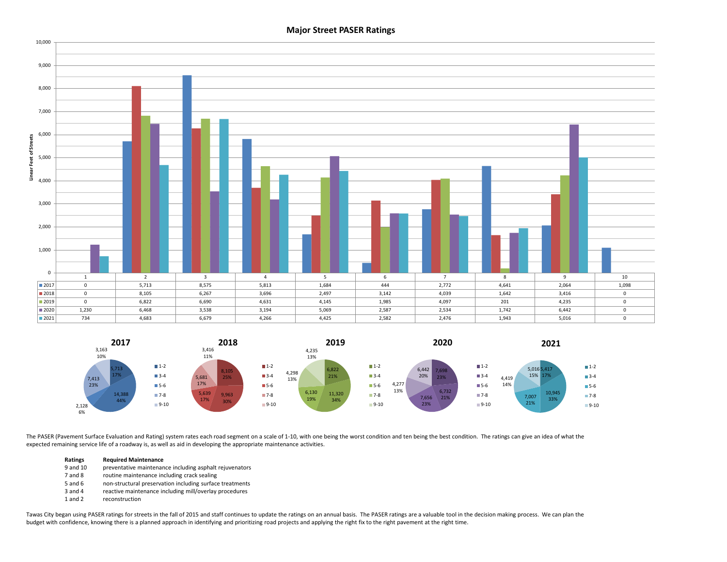## Major Street PASER Ratings

Linear Feet of Streets

| | 1 | 2 | 3 | 4 | 5 | 6 | 7 | 8 | 9 | 10 |
|---|---|---|---|---|---|---|---|---|---|---|
| 2017 | 0 | 5,713 | 8,575 | 5,813 | 1,684 | 444 | 2,772 | 4,641 | 2,064 | 1,098 |
| 2018 | 0 | 8,105 | 6,267 | 3,696 | 2,497 | 3,142 | 4,039 | 1,642 | 3,416 | 0 |
| 2019 | 0 | 6,822 | 6,690 | 4,631 | 4,145 | 1,985 | 4,097 | 201 | 4,235 | 0 |
| 2020 | 1,230 | 6,468 | 3,538 | 3,194 | 5,069 | 2,587 | 2,534 | 1,742 | 6,442 | 0 |
| 2021 | 734 | 4,683 | 6,679 | 4,266 | 4,425 | 2,582 | 2,476 | 1,943 | 5,016 | 0 |

| Rating | 2017 | 2018 | 2019 | 2020 | 2021 |
|---|---|---|---|---|---|
| 1-2 | 5,713 (17%) | 8,105 (25%) | 6,822 (21%) | 7,698 (23%) | 5,417 (17%) |
| 3-4 | 14,388 (44%) | 9,963 (30%) | 11,320 (34%) | 6,732 (21%) | 10,945 (33%) |
| 5-6 | 2,128 (6%) | 5,639 (17%) | 6,130 (19%) | 7,656 (23%) | 7,007 (21%) |
| 7-8 | 7,413 (23%) | 5,681 (17%) | 4,298 (13%) | 4,277 (13%) | 4,419 (14%) |
| 9-10 | 3,163 (10%) | 3,416 (11%) | 4,235 (13%) | 6,442 (20%) | 5,016 (15%) |

The PASER (Pavement Surface Evaluation and Rating) system rates each road segment on a scale of 1-10, with one being the worst condition and ten being the best condition. The ratings can give an idea of what the expected remaining service life of a roadway is, as well as aid in developing the appropriate maintenance activities.

| Ratings | Required Maintenance |
|---|---|
| 9 and 10 | preventative maintenance including asphalt rejuvenators |
| 7 and 8 | routine maintenance including crack sealing |
| 5 and 6 | non-structural preservation including surface treatments |
| 3 and 4 | reactive maintenance including mill/overlay procedures |
| 1 and 2 | reconstruction |

Tawas City began using PASER ratings for streets in the fall of 2015 and staff continues to update the ratings on an annual basis. The PASER ratings are a valuable tool in the decision making process. We can plan the budget with confidence, knowing there is a planned approach in identifying and prioritizing road projects and applying the right fix to the right pavement at the right time.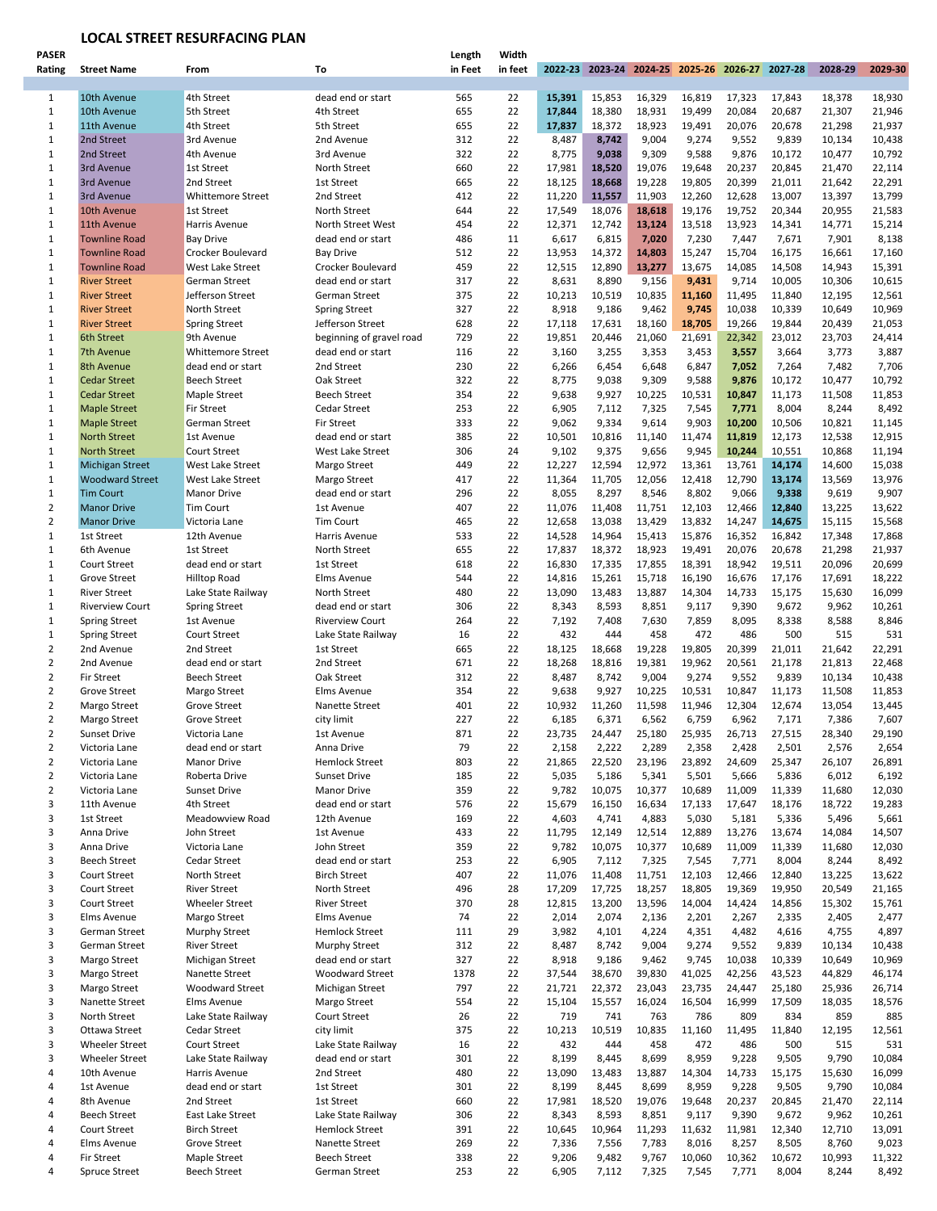## LOCAL STREET RESURFACING PLAN

| PASER Rating | Street Name | From | To | Length in Feet | Width in feet | 2022-23 | 2023-24 | 2024-25 | 2025-26 | 2026-27 | 2027-28 | 2028-29 | 2029-30 |
|---|---|---|---|---|---|---|---|---|---|---|---|---|---|
| 1 | 10th Avenue | 4th Street | dead end or start | 565 | 22 | **15,391** | 15,853 | 16,329 | 16,819 | 17,323 | 17,843 | 18,378 | 18,930 |
| 1 | 10th Avenue | 5th Street | 4th Street | 655 | 22 | **17,844** | 18,380 | 18,931 | 19,499 | 20,084 | 20,687 | 21,307 | 21,946 |
| 1 | 11th Avenue | 4th Street | 5th Street | 655 | 22 | **17,837** | 18,372 | 18,923 | 19,491 | 20,076 | 20,678 | 21,298 | 21,937 |
| 1 | 2nd Street | 3rd Avenue | 2nd Avenue | 312 | 22 | 8,487 | **8,742** | 9,004 | 9,274 | 9,552 | 9,839 | 10,134 | 10,438 |
| 1 | 2nd Street | 4th Avenue | 3rd Avenue | 322 | 22 | 8,775 | **9,038** | 9,309 | 9,588 | 9,876 | 10,172 | 10,477 | 10,792 |
| 1 | 3rd Avenue | 1st Street | North Street | 660 | 22 | 17,981 | **18,520** | 19,076 | 19,648 | 20,237 | 20,845 | 21,470 | 22,114 |
| 1 | 3rd Avenue | 2nd Street | 1st Street | 665 | 22 | 18,125 | **18,668** | 19,228 | 19,805 | 20,399 | 21,011 | 21,642 | 22,291 |
| 1 | 3rd Avenue | Whittemore Street | 2nd Street | 412 | 22 | 11,220 | **11,557** | 11,903 | 12,260 | 12,628 | 13,007 | 13,397 | 13,799 |
| 1 | 10th Avenue | 1st Street | North Street | 644 | 22 | 17,549 | 18,076 | **18,618** | 19,176 | 19,752 | 20,344 | 20,955 | 21,583 |
| 1 | 11th Avenue | Harris Avenue | North Street West | 454 | 22 | 12,371 | 12,742 | **13,124** | 13,518 | 13,923 | 14,341 | 14,771 | 15,214 |
| 1 | Townline Road | Bay Drive | dead end or start | 486 | 11 | 6,617 | 6,815 | **7,020** | 7,230 | 7,447 | 7,671 | 7,901 | 8,138 |
| 1 | Townline Road | Crocker Boulevard | Bay Drive | 512 | 22 | 13,953 | 14,372 | **14,803** | 15,247 | 15,704 | 16,175 | 16,661 | 17,160 |
| 1 | Townline Road | West Lake Street | Crocker Boulevard | 459 | 22 | 12,515 | 12,890 | **13,277** | 13,675 | 14,085 | 14,508 | 14,943 | 15,391 |
| 1 | River Street | German Street | dead end or start | 317 | 22 | 8,631 | 8,890 | 9,156 | **9,431** | 9,714 | 10,005 | 10,306 | 10,615 |
| 1 | River Street | Jefferson Street | German Street | 375 | 22 | 10,213 | 10,519 | 10,835 | **11,160** | 11,495 | 11,840 | 12,195 | 12,561 |
| 1 | River Street | North Street | Spring Street | 327 | 22 | 8,918 | 9,186 | 9,462 | **9,745** | 10,038 | 10,339 | 10,649 | 10,969 |
| 1 | River Street | Spring Street | Jefferson Street | 628 | 22 | 17,118 | 17,631 | 18,160 | **18,705** | 19,266 | 19,844 | 20,439 | 21,053 |
| 1 | 6th Street | 9th Avenue | beginning of gravel road | 729 | 22 | 19,851 | 20,446 | 21,060 | 21,691 | **22,342** | 23,012 | 23,703 | 24,414 |
| 1 | 7th Avenue | Whittemore Street | dead end or start | 116 | 22 | 3,160 | 3,255 | 3,353 | 3,453 | **3,557** | 3,664 | 3,773 | 3,887 |
| 1 | 8th Avenue | dead end or start | 2nd Street | 230 | 22 | 6,266 | 6,454 | 6,648 | 6,847 | **7,052** | 7,264 | 7,482 | 7,706 |
| 1 | Cedar Street | Beech Street | Oak Street | 322 | 22 | 8,775 | 9,038 | 9,309 | 9,588 | **9,876** | 10,172 | 10,477 | 10,792 |
| 1 | Cedar Street | Maple Street | Beech Street | 354 | 22 | 9,638 | 9,927 | 10,225 | 10,531 | **10,847** | 11,173 | 11,508 | 11,853 |
| 1 | Maple Street | Fir Street | Cedar Street | 253 | 22 | 6,905 | 7,112 | 7,325 | 7,545 | **7,771** | 8,004 | 8,244 | 8,492 |
| 1 | Maple Street | German Street | Fir Street | 333 | 22 | 9,062 | 9,334 | 9,614 | 9,903 | **10,200** | 10,506 | 10,821 | 11,145 |
| 1 | North Street | 1st Avenue | dead end or start | 385 | 22 | 10,501 | 10,816 | 11,140 | 11,474 | **11,819** | 12,173 | 12,538 | 12,915 |
| 1 | North Street | Court Street | West Lake Street | 306 | 24 | 9,102 | 9,375 | 9,656 | 9,945 | **10,244** | 10,551 | 10,868 | 11,194 |
| 1 | Michigan Street | West Lake Street | Margo Street | 449 | 22 | 12,227 | 12,594 | 12,972 | 13,361 | 13,761 | **14,174** | 14,600 | 15,038 |
| 1 | Woodward Street | West Lake Street | Margo Street | 417 | 22 | 11,364 | 11,705 | 12,056 | 12,418 | 12,790 | **13,174** | 13,569 | 13,976 |
| 1 | Tim Court | Manor Drive | dead end or start | 296 | 22 | 8,055 | 8,297 | 8,546 | 8,802 | 9,066 | **9,338** | 9,619 | 9,907 |
| 2 | Manor Drive | Tim Court | 1st Avenue | 407 | 22 | 11,076 | 11,408 | 11,751 | 12,103 | 12,466 | **12,840** | 13,225 | 13,622 |
| 2 | Manor Drive | Victoria Lane | Tim Court | 465 | 22 | 12,658 | 13,038 | 13,429 | 13,832 | 14,247 | **14,675** | 15,115 | 15,568 |
| 1 | 1st Street | 12th Avenue | Harris Avenue | 533 | 22 | 14,528 | 14,964 | 15,413 | 15,876 | 16,352 | 16,842 | 17,348 | 17,868 |
| 1 | 6th Avenue | 1st Street | North Street | 655 | 22 | 17,837 | 18,372 | 18,923 | 19,491 | 20,076 | 20,678 | 21,298 | 21,937 |
| 1 | Court Street | dead end or start | 1st Street | 618 | 22 | 16,830 | 17,335 | 17,855 | 18,391 | 18,942 | 19,511 | 20,096 | 20,699 |
| 1 | Grove Street | Hilltop Road | Elms Avenue | 544 | 22 | 14,816 | 15,261 | 15,718 | 16,190 | 16,676 | 17,176 | 17,691 | 18,222 |
| 1 | River Street | Lake State Railway | North Street | 480 | 22 | 13,090 | 13,483 | 13,887 | 14,304 | 14,733 | 15,175 | 15,630 | 16,099 |
| 1 | Riverview Court | Spring Street | dead end or start | 306 | 22 | 8,343 | 8,593 | 8,851 | 9,117 | 9,390 | 9,672 | 9,962 | 10,261 |
| 1 | Spring Street | 1st Avenue | Riverview Court | 264 | 22 | 7,192 | 7,408 | 7,630 | 7,859 | 8,095 | 8,338 | 8,588 | 8,846 |
| 1 | Spring Street | Court Street | Lake State Railway | 16 | 22 | 432 | 444 | 458 | 472 | 486 | 500 | 515 | 531 |
| 2 | 2nd Avenue | 2nd Street | 1st Street | 665 | 22 | 18,125 | 18,668 | 19,228 | 19,805 | 20,399 | 21,011 | 21,642 | 22,291 |
| 2 | 2nd Avenue | dead end or start | 2nd Street | 671 | 22 | 18,268 | 18,816 | 19,381 | 19,962 | 20,561 | 21,178 | 21,813 | 22,468 |
| 2 | Fir Street | Beech Street | Oak Street | 312 | 22 | 8,487 | 8,742 | 9,004 | 9,274 | 9,552 | 9,839 | 10,134 | 10,438 |
| 2 | Grove Street | Margo Street | Elms Avenue | 354 | 22 | 9,638 | 9,927 | 10,225 | 10,531 | 10,847 | 11,173 | 11,508 | 11,853 |
| 2 | Margo Street | Grove Street | Nanette Street | 401 | 22 | 10,932 | 11,260 | 11,598 | 11,946 | 12,304 | 12,674 | 13,054 | 13,445 |
| 2 | Margo Street | Grove Street | city limit | 227 | 22 | 6,185 | 6,371 | 6,562 | 6,759 | 6,962 | 7,171 | 7,386 | 7,607 |
| 2 | Sunset Drive | Victoria Lane | 1st Avenue | 871 | 22 | 23,735 | 24,447 | 25,180 | 25,935 | 26,713 | 27,515 | 28,340 | 29,190 |
| 2 | Victoria Lane | dead end or start | Anna Drive | 79 | 22 | 2,158 | 2,222 | 2,289 | 2,358 | 2,428 | 2,501 | 2,576 | 2,654 |
| 2 | Victoria Lane | Manor Drive | Hemlock Street | 803 | 22 | 21,865 | 22,520 | 23,196 | 23,892 | 24,609 | 25,347 | 26,107 | 26,891 |
| 2 | Victoria Lane | Roberta Drive | Sunset Drive | 185 | 22 | 5,035 | 5,186 | 5,341 | 5,501 | 5,666 | 5,836 | 6,012 | 6,192 |
| 2 | Victoria Lane | Sunset Drive | Manor Drive | 359 | 22 | 9,782 | 10,075 | 10,377 | 10,689 | 11,009 | 11,339 | 11,680 | 12,030 |
| 3 | 11th Avenue | 4th Street | dead end or start | 576 | 22 | 15,679 | 16,150 | 16,634 | 17,133 | 17,647 | 18,176 | 18,722 | 19,283 |
| 3 | 1st Street | Meadowview Road | 12th Avenue | 169 | 22 | 4,603 | 4,741 | 4,883 | 5,030 | 5,181 | 5,336 | 5,496 | 5,661 |
| 3 | Anna Drive | John Street | 1st Avenue | 433 | 22 | 11,795 | 12,149 | 12,514 | 12,889 | 13,276 | 13,674 | 14,084 | 14,507 |
| 3 | Anna Drive | Victoria Lane | John Street | 359 | 22 | 9,782 | 10,075 | 10,377 | 10,689 | 11,009 | 11,339 | 11,680 | 12,030 |
| 3 | Beech Street | Cedar Street | dead end or start | 253 | 22 | 6,905 | 7,112 | 7,325 | 7,545 | 7,771 | 8,004 | 8,244 | 8,492 |
| 3 | Court Street | North Street | Birch Street | 407 | 22 | 11,076 | 11,408 | 11,751 | 12,103 | 12,466 | 12,840 | 13,225 | 13,622 |
| 3 | Court Street | River Street | North Street | 496 | 28 | 17,209 | 17,725 | 18,257 | 18,805 | 19,369 | 19,950 | 20,549 | 21,165 |
| 3 | Court Street | Wheeler Street | River Street | 370 | 28 | 12,815 | 13,200 | 13,596 | 14,004 | 14,424 | 14,856 | 15,302 | 15,761 |
| 3 | Elms Avenue | Margo Street | Elms Avenue | 74 | 22 | 2,014 | 2,074 | 2,136 | 2,201 | 2,267 | 2,335 | 2,405 | 2,477 |
| 3 | German Street | Murphy Street | Hemlock Street | 111 | 29 | 3,982 | 4,101 | 4,224 | 4,351 | 4,482 | 4,616 | 4,755 | 4,897 |
| 3 | German Street | River Street | Murphy Street | 312 | 22 | 8,487 | 8,742 | 9,004 | 9,274 | 9,552 | 9,839 | 10,134 | 10,438 |
| 3 | Margo Street | Michigan Street | dead end or start | 327 | 22 | 8,918 | 9,186 | 9,462 | 9,745 | 10,038 | 10,339 | 10,649 | 10,969 |
| 3 | Margo Street | Nanette Street | Woodward Street | 1378 | 22 | 37,544 | 38,670 | 39,830 | 41,025 | 42,256 | 43,523 | 44,829 | 46,174 |
| 3 | Margo Street | Woodward Street | Michigan Street | 797 | 22 | 21,721 | 22,372 | 23,043 | 23,735 | 24,447 | 25,180 | 25,936 | 26,714 |
| 3 | Nanette Street | Elms Avenue | Margo Street | 554 | 22 | 15,104 | 15,557 | 16,024 | 16,504 | 16,999 | 17,509 | 18,035 | 18,576 |
| 3 | North Street | Lake State Railway | Court Street | 26 | 22 | 719 | 741 | 763 | 786 | 809 | 834 | 859 | 885 |
| 3 | Ottawa Street | Cedar Street | city limit | 375 | 22 | 10,213 | 10,519 | 10,835 | 11,160 | 11,495 | 11,840 | 12,195 | 12,561 |
| 3 | Wheeler Street | Court Street | Lake State Railway | 16 | 22 | 432 | 444 | 458 | 472 | 486 | 500 | 515 | 531 |
| 3 | Wheeler Street | Lake State Railway | dead end or start | 301 | 22 | 8,199 | 8,445 | 8,699 | 8,959 | 9,228 | 9,505 | 9,790 | 10,084 |
| 4 | 10th Avenue | Harris Avenue | 2nd Street | 480 | 22 | 13,090 | 13,483 | 13,887 | 14,304 | 14,733 | 15,175 | 15,630 | 16,099 |
| 4 | 1st Avenue | dead end or start | 1st Street | 301 | 22 | 8,199 | 8,445 | 8,699 | 8,959 | 9,228 | 9,505 | 9,790 | 10,084 |
| 4 | 8th Avenue | 2nd Street | 1st Street | 660 | 22 | 17,981 | 18,520 | 19,076 | 19,648 | 20,237 | 20,845 | 21,470 | 22,114 |
| 4 | Beech Street | East Lake Street | Lake State Railway | 306 | 22 | 8,343 | 8,593 | 8,851 | 9,117 | 9,390 | 9,672 | 9,962 | 10,261 |
| 4 | Court Street | Birch Street | Hemlock Street | 391 | 22 | 10,645 | 10,964 | 11,293 | 11,632 | 11,981 | 12,340 | 12,710 | 13,091 |
| 4 | Elms Avenue | Grove Street | Nanette Street | 269 | 22 | 7,336 | 7,556 | 7,783 | 8,016 | 8,257 | 8,505 | 8,760 | 9,023 |
| 4 | Fir Street | Maple Street | Beech Street | 338 | 22 | 9,206 | 9,482 | 9,767 | 10,060 | 10,362 | 10,672 | 10,993 | 11,322 |
| 4 | Spruce Street | Beech Street | German Street | 253 | 22 | 6,905 | 7,112 | 7,325 | 7,545 | 7,771 | 8,004 | 8,244 | 8,492 |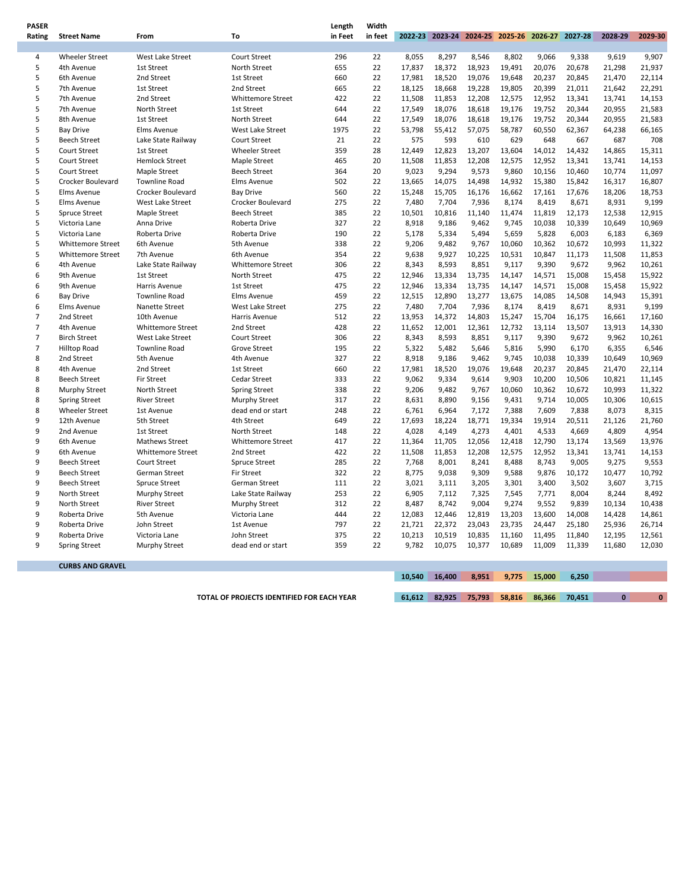| PASER Rating | Street Name | From | To | Length in Feet | Width in feet | 2022-23 | 2023-24 | 2024-25 | 2025-26 | 2026-27 | 2027-28 | 2028-29 | 2029-30 |
|---|---|---|---|---|---|---|---|---|---|---|---|---|---|
| 4 | Wheeler Street | West Lake Street | Court Street | 296 | 22 | 8,055 | 8,297 | 8,546 | 8,802 | 9,066 | 9,338 | 9,619 | 9,907 |
| 5 | 4th Avenue | 1st Street | North Street | 655 | 22 | 17,837 | 18,372 | 18,923 | 19,491 | 20,076 | 20,678 | 21,298 | 21,937 |
| 5 | 6th Avenue | 2nd Street | 1st Street | 660 | 22 | 17,981 | 18,520 | 19,076 | 19,648 | 20,237 | 20,845 | 21,470 | 22,114 |
| 5 | 7th Avenue | 1st Street | 2nd Street | 665 | 22 | 18,125 | 18,668 | 19,228 | 19,805 | 20,399 | 21,011 | 21,642 | 22,291 |
| 5 | 7th Avenue | 2nd Street | Whittemore Street | 422 | 22 | 11,508 | 11,853 | 12,208 | 12,575 | 12,952 | 13,341 | 13,741 | 14,153 |
| 5 | 7th Avenue | North Street | 1st Street | 644 | 22 | 17,549 | 18,076 | 18,618 | 19,176 | 19,752 | 20,344 | 20,955 | 21,583 |
| 5 | 8th Avenue | 1st Street | North Street | 644 | 22 | 17,549 | 18,076 | 18,618 | 19,176 | 19,752 | 20,344 | 20,955 | 21,583 |
| 5 | Bay Drive | Elms Avenue | West Lake Street | 1975 | 22 | 53,798 | 55,412 | 57,075 | 58,787 | 60,550 | 62,367 | 64,238 | 66,165 |
| 5 | Beech Street | Lake State Railway | Court Street | 21 | 22 | 575 | 593 | 610 | 629 | 648 | 667 | 687 | 708 |
| 5 | Court Street | 1st Street | Wheeler Street | 359 | 28 | 12,449 | 12,823 | 13,207 | 13,604 | 14,012 | 14,432 | 14,865 | 15,311 |
| 5 | Court Street | Hemlock Street | Maple Street | 465 | 20 | 11,508 | 11,853 | 12,208 | 12,575 | 12,952 | 13,341 | 13,741 | 14,153 |
| 5 | Court Street | Maple Street | Beech Street | 364 | 20 | 9,023 | 9,294 | 9,573 | 9,860 | 10,156 | 10,460 | 10,774 | 11,097 |
| 5 | Crocker Boulevard | Townline Road | Elms Avenue | 502 | 22 | 13,665 | 14,075 | 14,498 | 14,932 | 15,380 | 15,842 | 16,317 | 16,807 |
| 5 | Elms Avenue | Crocker Boulevard | Bay Drive | 560 | 22 | 15,248 | 15,705 | 16,176 | 16,662 | 17,161 | 17,676 | 18,206 | 18,753 |
| 5 | Elms Avenue | West Lake Street | Crocker Boulevard | 275 | 22 | 7,480 | 7,704 | 7,936 | 8,174 | 8,419 | 8,671 | 8,931 | 9,199 |
| 5 | Spruce Street | Maple Street | Beech Street | 385 | 22 | 10,501 | 10,816 | 11,140 | 11,474 | 11,819 | 12,173 | 12,538 | 12,915 |
| 5 | Victoria Lane | Anna Drive | Roberta Drive | 327 | 22 | 8,918 | 9,186 | 9,462 | 9,745 | 10,038 | 10,339 | 10,649 | 10,969 |
| 5 | Victoria Lane | Roberta Drive | Roberta Drive | 190 | 22 | 5,178 | 5,334 | 5,494 | 5,659 | 5,828 | 6,003 | 6,183 | 6,369 |
| 5 | Whittemore Street | 6th Avenue | 5th Avenue | 338 | 22 | 9,206 | 9,482 | 9,767 | 10,060 | 10,362 | 10,672 | 10,993 | 11,322 |
| 5 | Whittemore Street | 7th Avenue | 6th Avenue | 354 | 22 | 9,638 | 9,927 | 10,225 | 10,531 | 10,847 | 11,173 | 11,508 | 11,853 |
| 6 | 4th Avenue | Lake State Railway | Whittemore Street | 306 | 22 | 8,343 | 8,593 | 8,851 | 9,117 | 9,390 | 9,672 | 9,962 | 10,261 |
| 6 | 9th Avenue | 1st Street | North Street | 475 | 22 | 12,946 | 13,334 | 13,735 | 14,147 | 14,571 | 15,008 | 15,458 | 15,922 |
| 6 | 9th Avenue | Harris Avenue | 1st Street | 475 | 22 | 12,946 | 13,334 | 13,735 | 14,147 | 14,571 | 15,008 | 15,458 | 15,922 |
| 6 | Bay Drive | Townline Road | Elms Avenue | 459 | 22 | 12,515 | 12,890 | 13,277 | 13,675 | 14,085 | 14,508 | 14,943 | 15,391 |
| 6 | Elms Avenue | Nanette Street | West Lake Street | 275 | 22 | 7,480 | 7,704 | 7,936 | 8,174 | 8,419 | 8,671 | 8,931 | 9,199 |
| 7 | 2nd Street | 10th Avenue | Harris Avenue | 512 | 22 | 13,953 | 14,372 | 14,803 | 15,247 | 15,704 | 16,175 | 16,661 | 17,160 |
| 7 | 4th Avenue | Whittemore Street | 2nd Street | 428 | 22 | 11,652 | 12,001 | 12,361 | 12,732 | 13,114 | 13,507 | 13,913 | 14,330 |
| 7 | Birch Street | West Lake Street | Court Street | 306 | 22 | 8,343 | 8,593 | 8,851 | 9,117 | 9,390 | 9,672 | 9,962 | 10,261 |
| 7 | Hilltop Road | Townline Road | Grove Street | 195 | 22 | 5,322 | 5,482 | 5,646 | 5,816 | 5,990 | 6,170 | 6,355 | 6,546 |
| 8 | 2nd Street | 5th Avenue | 4th Avenue | 327 | 22 | 8,918 | 9,186 | 9,462 | 9,745 | 10,038 | 10,339 | 10,649 | 10,969 |
| 8 | 4th Avenue | 2nd Street | 1st Street | 660 | 22 | 17,981 | 18,520 | 19,076 | 19,648 | 20,237 | 20,845 | 21,470 | 22,114 |
| 8 | Beech Street | Fir Street | Cedar Street | 333 | 22 | 9,062 | 9,334 | 9,614 | 9,903 | 10,200 | 10,506 | 10,821 | 11,145 |
| 8 | Murphy Street | North Street | Spring Street | 338 | 22 | 9,206 | 9,482 | 9,767 | 10,060 | 10,362 | 10,672 | 10,993 | 11,322 |
| 8 | Spring Street | River Street | Murphy Street | 317 | 22 | 8,631 | 8,890 | 9,156 | 9,431 | 9,714 | 10,005 | 10,306 | 10,615 |
| 8 | Wheeler Street | 1st Avenue | dead end or start | 248 | 22 | 6,761 | 6,964 | 7,172 | 7,388 | 7,609 | 7,838 | 8,073 | 8,315 |
| 9 | 12th Avenue | 5th Street | 4th Street | 649 | 22 | 17,693 | 18,224 | 18,771 | 19,334 | 19,914 | 20,511 | 21,126 | 21,760 |
| 9 | 2nd Avenue | 1st Street | North Street | 148 | 22 | 4,028 | 4,149 | 4,273 | 4,401 | 4,533 | 4,669 | 4,809 | 4,954 |
| 9 | 6th Avenue | Mathews Street | Whittemore Street | 417 | 22 | 11,364 | 11,705 | 12,056 | 12,418 | 12,790 | 13,174 | 13,569 | 13,976 |
| 9 | 6th Avenue | Whittemore Street | 2nd Street | 422 | 22 | 11,508 | 11,853 | 12,208 | 12,575 | 12,952 | 13,341 | 13,741 | 14,153 |
| 9 | Beech Street | Court Street | Spruce Street | 285 | 22 | 7,768 | 8,001 | 8,241 | 8,488 | 8,743 | 9,005 | 9,275 | 9,553 |
| 9 | Beech Street | German Street | Fir Street | 322 | 22 | 8,775 | 9,038 | 9,309 | 9,588 | 9,876 | 10,172 | 10,477 | 10,792 |
| 9 | Beech Street | Spruce Street | German Street | 111 | 22 | 3,021 | 3,111 | 3,205 | 3,301 | 3,400 | 3,502 | 3,607 | 3,715 |
| 9 | North Street | Murphy Street | Lake State Railway | 253 | 22 | 6,905 | 7,112 | 7,325 | 7,545 | 7,771 | 8,004 | 8,244 | 8,492 |
| 9 | North Street | River Street | Murphy Street | 312 | 22 | 8,487 | 8,742 | 9,004 | 9,274 | 9,552 | 9,839 | 10,134 | 10,438 |
| 9 | Roberta Drive | 5th Avenue | Victoria Lane | 444 | 22 | 12,083 | 12,446 | 12,819 | 13,203 | 13,600 | 14,008 | 14,428 | 14,861 |
| 9 | Roberta Drive | John Street | 1st Avenue | 797 | 22 | 21,721 | 22,372 | 23,043 | 23,735 | 24,447 | 25,180 | 25,936 | 26,714 |
| 9 | Roberta Drive | Victoria Lane | John Street | 375 | 22 | 10,213 | 10,519 | 10,835 | 11,160 | 11,495 | 11,840 | 12,195 | 12,561 |
| 9 | Spring Street | Murphy Street | dead end or start | 359 | 22 | 9,782 | 10,075 | 10,377 | 10,689 | 11,009 | 11,339 | 11,680 | 12,030 |
| | **CURBS AND GRAVEL** | | | | | | | | | | | | |
| | | | | | | 10,540 | 16,400 | 8,951 | 9,775 | 15,000 | 6,250 | | |
| | | | **TOTAL OF PROJECTS IDENTIFIED FOR EACH YEAR** | | | 61,612 | 82,925 | 75,793 | 58,816 | 86,366 | 70,451 | 0 | 0 |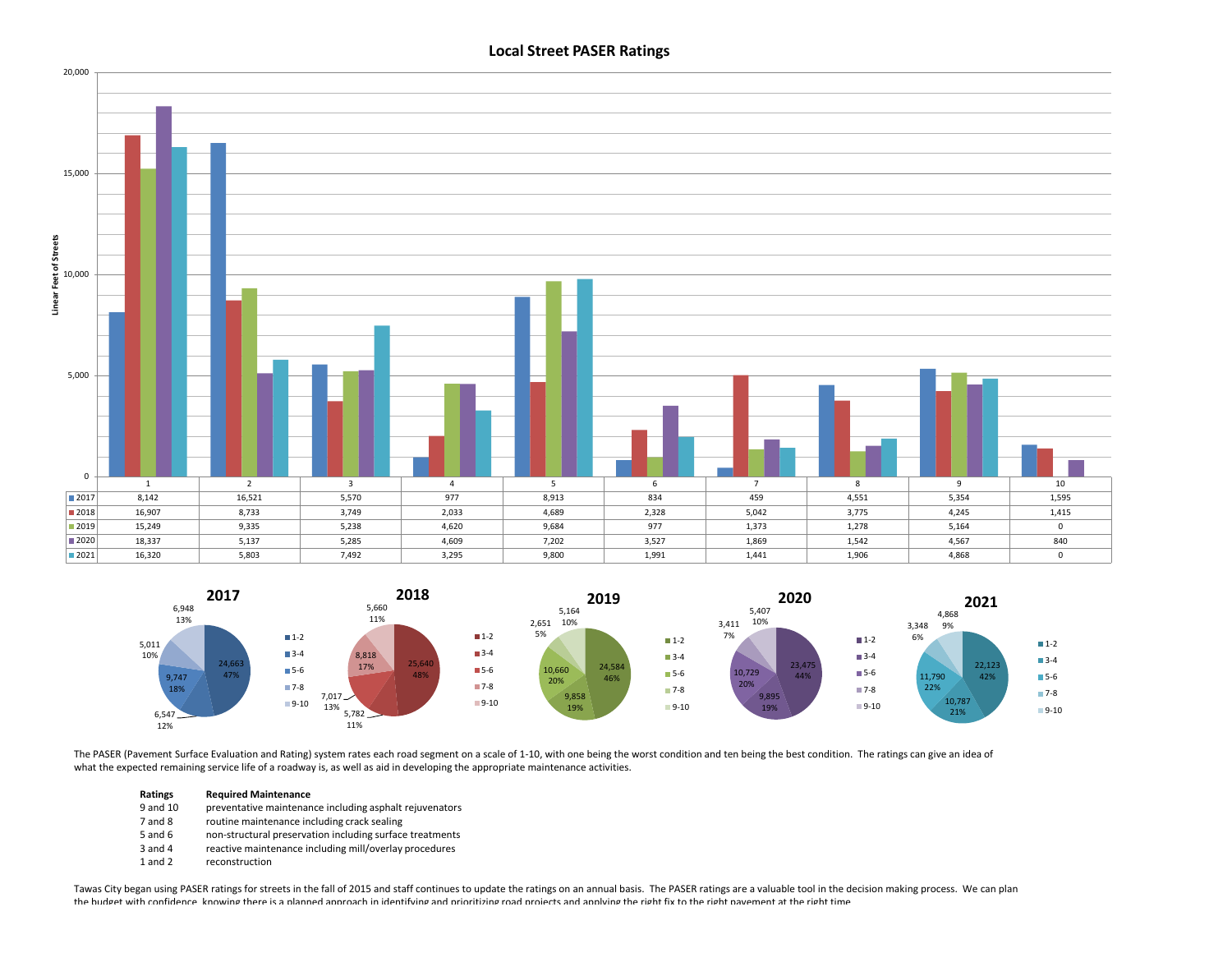## Local Street PASER Ratings

| | 1 | 2 | 3 | 4 | 5 | 6 | 7 | 8 | 9 | 10 |
|---|---|---|---|---|---|---|---|---|---|---|
| 2017 | 8,142 | 16,521 | 5,570 | 977 | 8,913 | 834 | 459 | 4,551 | 5,354 | 1,595 |
| 2018 | 16,907 | 8,733 | 3,749 | 2,033 | 4,689 | 2,328 | 5,042 | 3,775 | 4,245 | 1,415 |
| 2019 | 15,249 | 9,335 | 5,238 | 4,620 | 9,684 | 977 | 1,373 | 1,278 | 5,164 | 0 |
| 2020 | 18,337 | 5,137 | 5,285 | 4,609 | 7,202 | 3,527 | 1,869 | 1,542 | 4,567 | 840 |
| 2021 | 16,320 | 5,803 | 7,492 | 3,295 | 9,800 | 1,991 | 1,441 | 1,906 | 4,868 | 0 |

Linear Feet of Streets

| Rating | 2017 | 2018 | 2019 | 2020 | 2021 |
|---|---|---|---|---|---|
| 1-2 | 24,663 (47%) | 25,640 (48%) | 24,584 (46%) | 23,475 (44%) | 22,123 (42%) |
| 3-4 | 6,547 (12%) | 5,782 (11%) | 9,858 (19%) | 9,895 (19%) | 10,787 (21%) |
| 5-6 | 9,747 (18%) | 7,017 (13%) | 10,660 (20%) | 10,729 (20%) | 11,790 (22%) |
| 7-8 | 5,011 (10%) | 8,818 (17%) | 2,651 (5%) | 3,411 (7%) | 3,348 (6%) |
| 9-10 | 6,948 (13%) | 5,660 (11%) | 5,164 (10%) | 5,407 (10%) | 4,868 (9%) |

The PASER (Pavement Surface Evaluation and Rating) system rates each road segment on a scale of 1-10, with one being the worst condition and ten being the best condition. The ratings can give an idea of what the expected remaining service life of a roadway is, as well as aid in developing the appropriate maintenance activities.

| Ratings | Required Maintenance |
|---|---|
| 9 and 10 | preventative maintenance including asphalt rejuvenators |
| 7 and 8 | routine maintenance including crack sealing |
| 5 and 6 | non-structural preservation including surface treatments |
| 3 and 4 | reactive maintenance including mill/overlay procedures |
| 1 and 2 | reconstruction |

Tawas City began using PASER ratings for streets in the fall of 2015 and staff continues to update the ratings on an annual basis. The PASER ratings are a valuable tool in the decision making process. We can plan the budget with confidence, knowing there is a planned approach in identifying and prioritizing road projects and applying the right fix to the right pavement at the right time.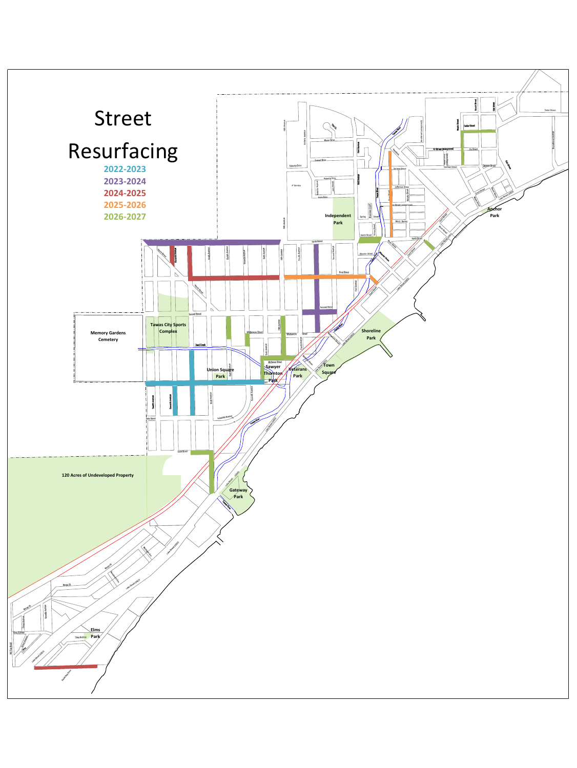# Street Resurfacing

2022-2023
2023-2024
2024-2025
2025-2026
2026-2027

Independent Park
Anchor Park
Tawas City Sports Complex
Memory Gardens Cemetery
Shoreline Park
Union Square Park
Sawyer Thornton Park
Veterans Park
Town Square
120 Acres of Undeveloped Property
Gateway Park
Elms Park